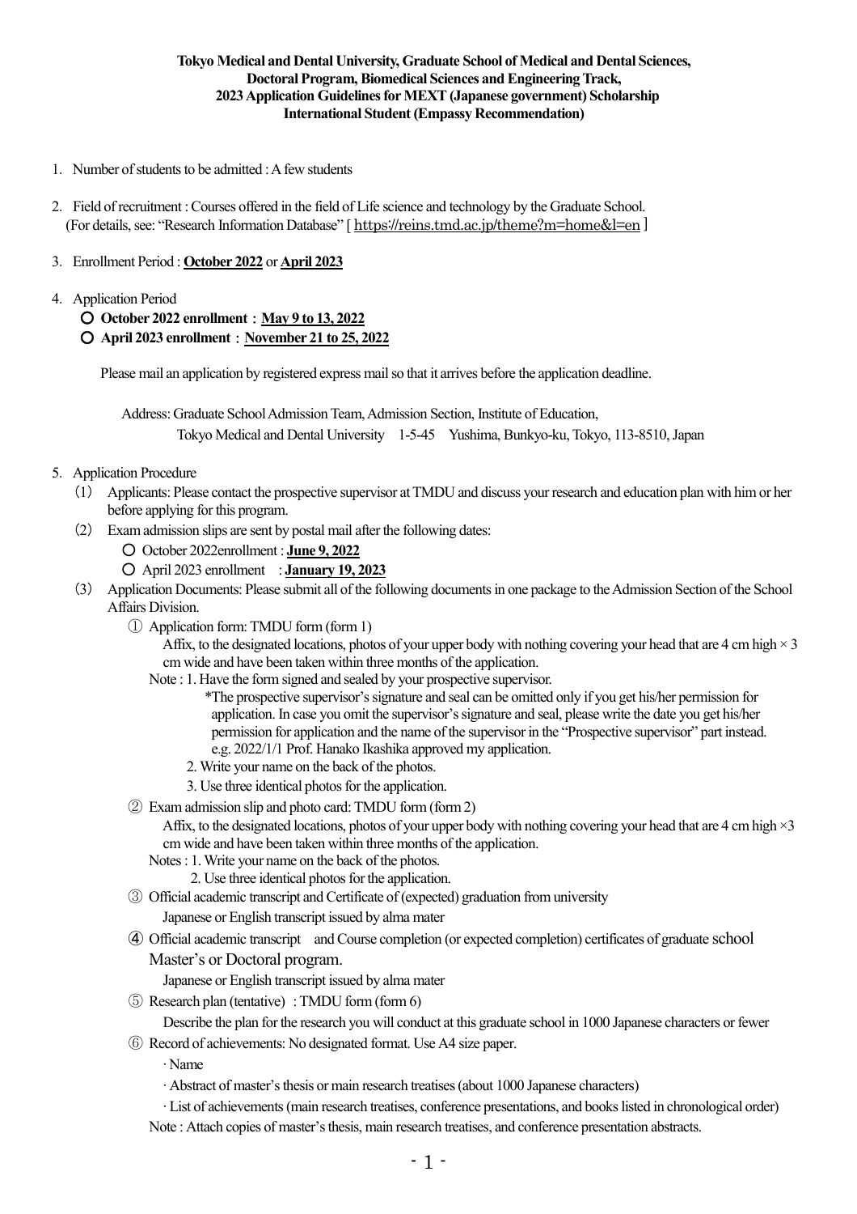**Tokyo Medical and Dental University, Graduate School of Medical and Dental Sciences,**
**Doctoral Program, Biomedical Sciences and Engineering Track,**
**2023 Application Guidelines for MEXT (Japanese government) Scholarship**
**International Student (Empassy Recommendation)**

1. Number of students to be admitted : A few students

2. Field of recruitment : Courses offered in the field of Life science and technology by the Graduate School.
   (For details, see: "Research Information Database" [ https://reins.tmd.ac.jp/theme?m=home&l=en ]

3. Enrollment Period : **October 2022** or **April 2023**

4. Application Period
   ○ **October 2022 enrollment : May 9 to 13, 2022**
   ○ **April 2023 enrollment : November 21 to 25, 2022**

   Please mail an application by registered express mail so that it arrives before the application deadline.

   Address: Graduate School Admission Team, Admission Section, Institute of Education,
   Tokyo Medical and Dental University　1-5-45　Yushima, Bunkyo-ku, Tokyo, 113-8510, Japan

5. Application Procedure
   (1) Applicants: Please contact the prospective supervisor at TMDU and discuss your research and education plan with him or her before applying for this program.
   (2) Exam admission slips are sent by postal mail after the following dates:
      ○ October 2022enrollment : **June 9, 2022**
      ○ April 2023 enrollment　: **January 19, 2023**
   (3) Application Documents: Please submit all of the following documents in one package to the Admission Section of the School Affairs Division.
      ① Application form: TMDU form (form 1)
         Affix, to the designated locations, photos of your upper body with nothing covering your head that are 4 cm high × 3 cm wide and have been taken within three months of the application.
         Note : 1. Have the form signed and sealed by your prospective supervisor.
            *The prospective supervisor's signature and seal can be omitted only if you get his/her permission for application. In case you omit the supervisor's signature and seal, please write the date you get his/her permission for application and the name of the supervisor in the "Prospective supervisor" part instead.
            e.g. 2022/1/1 Prof. Hanako Ikashika approved my application.
            2. Write your name on the back of the photos.
            3. Use three identical photos for the application.
      ② Exam admission slip and photo card: TMDU form (form 2)
         Affix, to the designated locations, photos of your upper body with nothing covering your head that are 4 cm high ×3 cm wide and have been taken within three months of the application.
         Notes : 1. Write your name on the back of the photos.
            2. Use three identical photos for the application.
      ③ Official academic transcript and Certificate of (expected) graduation from university
         Japanese or English transcript issued by alma mater
      ④ Official academic transcript　and Course completion (or expected completion) certificates of graduate school Master's or Doctoral program.
         Japanese or English transcript issued by alma mater
      ⑤ Research plan (tentative)　: TMDU form (form 6)
         Describe the plan for the research you will conduct at this graduate school in 1000 Japanese characters or fewer
      ⑥ Record of achievements: No designated format. Use A4 size paper.
         · Name
         · Abstract of master's thesis or main research treatises (about 1000 Japanese characters)
         · List of achievements (main research treatises, conference presentations, and books listed in chronological order)
         Note : Attach copies of master's thesis, main research treatises, and conference presentation abstracts.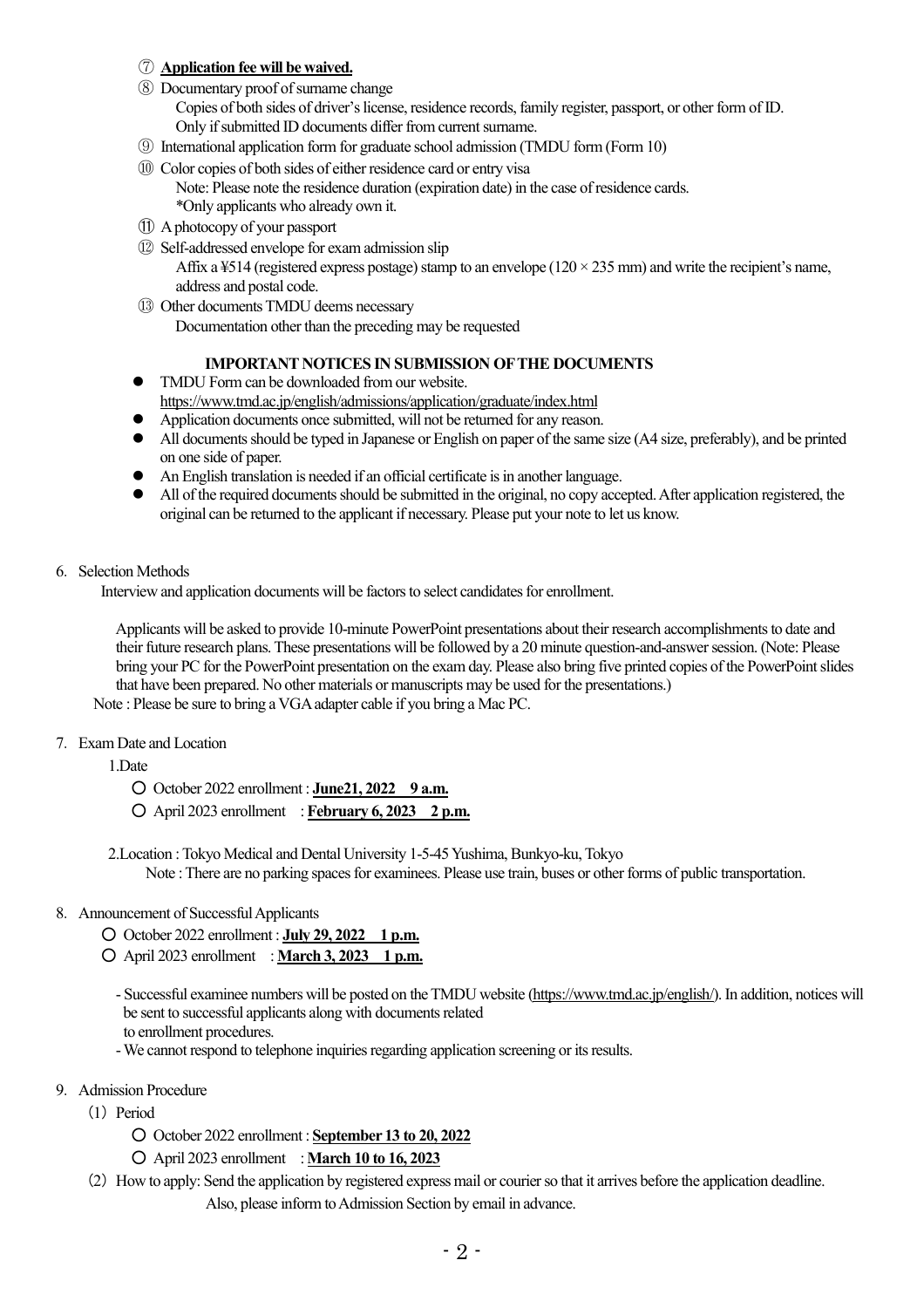⑦ **Application fee will be waived.**

⑧ Documentary proof of surname change

Copies of both sides of driver's license, residence records, family register, passport, or other form of ID. Only if submitted ID documents differ from current surname.

⑨ International application form for graduate school admission (TMDU form (Form 10)

⑩ Color copies of both sides of either residence card or entry visa

Note: Please note the residence duration (expiration date) in the case of residence cards.
*Only applicants who already own it.

⑪ A photocopy of your passport

⑫ Self-addressed envelope for exam admission slip

Affix a ¥514 (registered express postage) stamp to an envelope (120 × 235 mm) and write the recipient's name, address and postal code.

⑬ Other documents TMDU deems necessary

Documentation other than the preceding may be requested

**IMPORTANT NOTICES IN SUBMISSION OF THE DOCUMENTS**

- TMDU Form can be downloaded from our website. https://www.tmd.ac.jp/english/admissions/application/graduate/index.html
- Application documents once submitted, will not be returned for any reason.
- All documents should be typed in Japanese or English on paper of the same size (A4 size, preferably), and be printed on one side of paper.
- An English translation is needed if an official certificate is in another language.
- All of the required documents should be submitted in the original, no copy accepted. After application registered, the original can be returned to the applicant if necessary. Please put your note to let us know.

6. Selection Methods

Interview and application documents will be factors to select candidates for enrollment.

Applicants will be asked to provide 10-minute PowerPoint presentations about their research accomplishments to date and their future research plans. These presentations will be followed by a 20 minute question-and-answer session. (Note: Please bring your PC for the PowerPoint presentation on the exam day. Please also bring five printed copies of the PowerPoint slides that have been prepared. No other materials or manuscripts may be used for the presentations.)

Note : Please be sure to bring a VGA adapter cable if you bring a Mac PC.

7. Exam Date and Location

1.Date

- October 2022 enrollment : **June21, 2022 9 a.m.**
- April 2023 enrollment : **February 6, 2023 2 p.m.**

2.Location : Tokyo Medical and Dental University 1-5-45 Yushima, Bunkyo-ku, Tokyo

Note : There are no parking spaces for examinees. Please use train, buses or other forms of public transportation.

8. Announcement of Successful Applicants

- October 2022 enrollment : **July 29, 2022 1 p.m.**
- April 2023 enrollment : **March 3, 2023 1 p.m.**

- Successful examinee numbers will be posted on the TMDU website (https://www.tmd.ac.jp/english/). In addition, notices will be sent to successful applicants along with documents related to enrollment procedures.
- We cannot respond to telephone inquiries regarding application screening or its results.

9. Admission Procedure

(1) Period

- October 2022 enrollment : **September 13 to 20, 2022**
- April 2023 enrollment : **March 10 to 16, 2023**

(2) How to apply: Send the application by registered express mail or courier so that it arrives before the application deadline. Also, please inform to Admission Section by email in advance.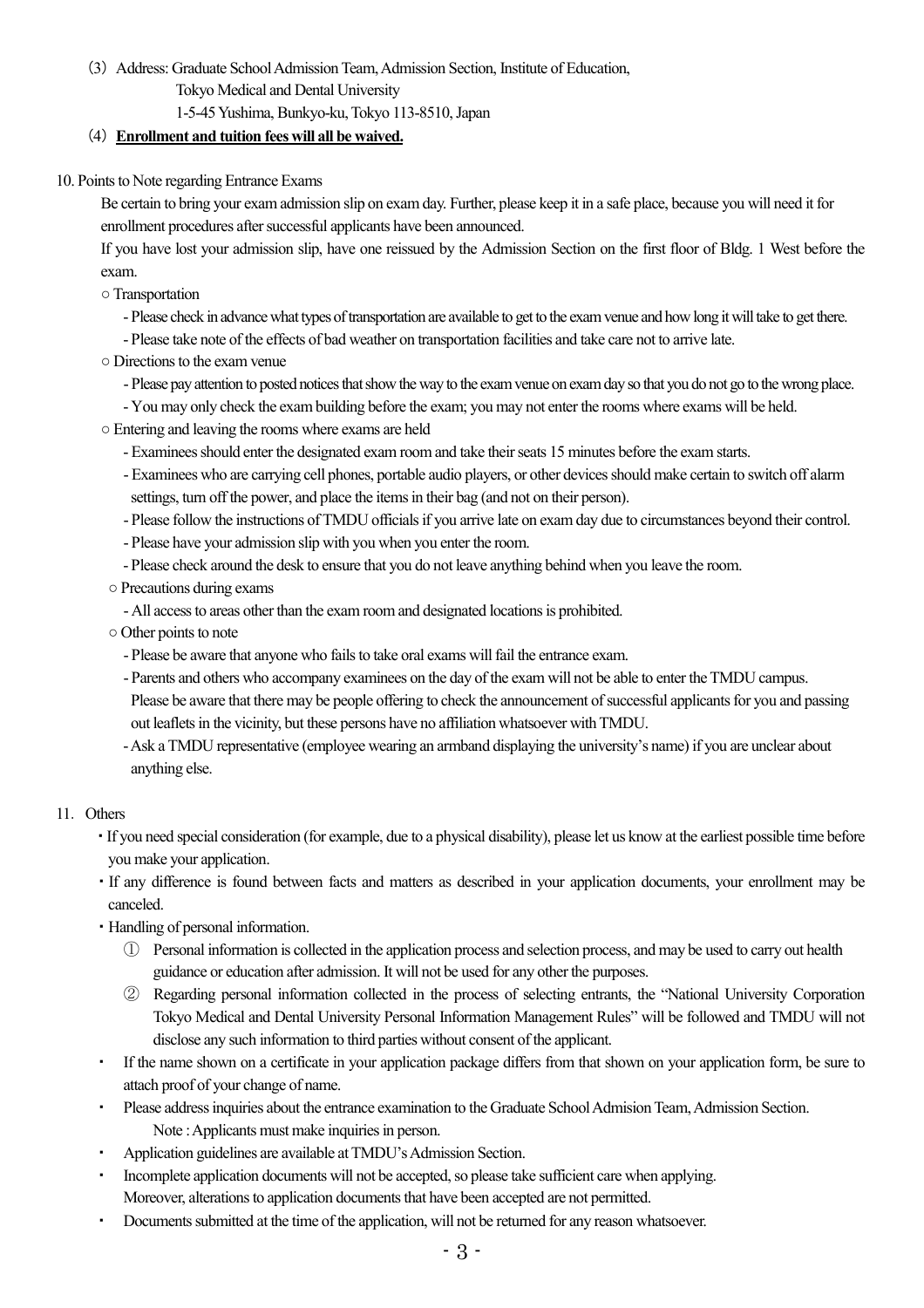(3) Address: Graduate School Admission Team, Admission Section, Institute of Education,
Tokyo Medical and Dental University
1-5-45 Yushima, Bunkyo-ku, Tokyo 113-8510, Japan

(4) **Enrollment and tuition fees will all be waived.**

10. Points to Note regarding Entrance Exams

Be certain to bring your exam admission slip on exam day. Further, please keep it in a safe place, because you will need it for enrollment procedures after successful applicants have been announced.

If you have lost your admission slip, have one reissued by the Admission Section on the first floor of Bldg. 1 West before the exam.

○ Transportation

- Please check in advance what types of transportation are available to get to the exam venue and how long it will take to get there.
- Please take note of the effects of bad weather on transportation facilities and take care not to arrive late.

○ Directions to the exam venue

- Please pay attention to posted notices that show the way to the exam venue on exam day so that you do not go to the wrong place.
- You may only check the exam building before the exam; you may not enter the rooms where exams will be held.

○ Entering and leaving the rooms where exams are held

- Examinees should enter the designated exam room and take their seats 15 minutes before the exam starts.
- Examinees who are carrying cell phones, portable audio players, or other devices should make certain to switch off alarm settings, turn off the power, and place the items in their bag (and not on their person).
- Please follow the instructions of TMDU officials if you arrive late on exam day due to circumstances beyond their control.
- Please have your admission slip with you when you enter the room.
- Please check around the desk to ensure that you do not leave anything behind when you leave the room.

○ Precautions during exams

- All access to areas other than the exam room and designated locations is prohibited.

○ Other points to note

- Please be aware that anyone who fails to take oral exams will fail the entrance exam.
- Parents and others who accompany examinees on the day of the exam will not be able to enter the TMDU campus. Please be aware that there may be people offering to check the announcement of successful applicants for you and passing out leaflets in the vicinity, but these persons have no affiliation whatsoever with TMDU.
- Ask a TMDU representative (employee wearing an armband displaying the university's name) if you are unclear about anything else.

11. Others

- If you need special consideration (for example, due to a physical disability), please let us know at the earliest possible time before you make your application.
- If any difference is found between facts and matters as described in your application documents, your enrollment may be canceled.
- Handling of personal information.
  1. Personal information is collected in the application process and selection process, and may be used to carry out health guidance or education after admission. It will not be used for any other the purposes.
  2. Regarding personal information collected in the process of selecting entrants, the "National University Corporation Tokyo Medical and Dental University Personal Information Management Rules" will be followed and TMDU will not disclose any such information to third parties without consent of the applicant.
- If the name shown on a certificate in your application package differs from that shown on your application form, be sure to attach proof of your change of name.
- Please address inquiries about the entrance examination to the Graduate School Admision Team, Admission Section.
  Note : Applicants must make inquiries in person.
- Application guidelines are available at TMDU's Admission Section.
- Incomplete application documents will not be accepted, so please take sufficient care when applying.
  Moreover, alterations to application documents that have been accepted are not permitted.
- Documents submitted at the time of the application, will not be returned for any reason whatsoever.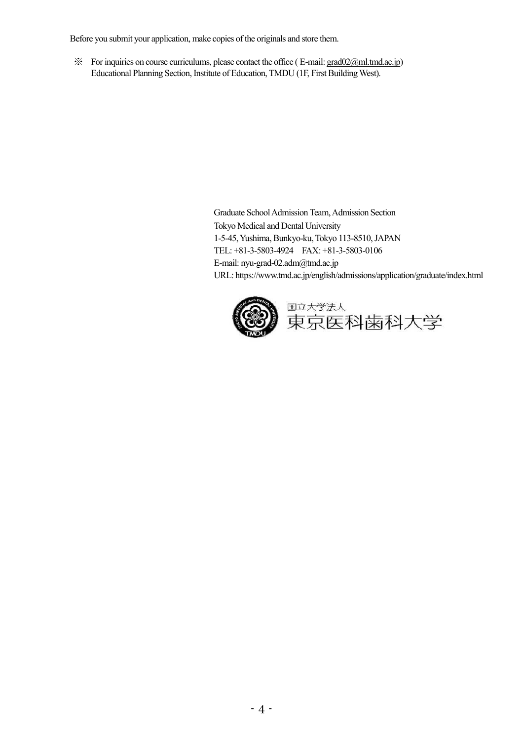Before you submit your application, make copies of the originals and store them.

※ For inquiries on course curriculums, please contact the office ( E-mail: grad02@ml.tmd.ac.jp)
Educational Planning Section, Institute of Education, TMDU (1F, First Building West).

Graduate School Admission Team, Admission Section
Tokyo Medical and Dental University
1-5-45, Yushima, Bunkyo-ku, Tokyo 113-8510, JAPAN
TEL: +81-3-5803-4924　FAX: +81-3-5803-0106
E-mail: nyu-grad-02.adm@tmd.ac.jp
URL: https://www.tmd.ac.jp/english/admissions/application/graduate/index.html

国立大学法人
東京医科歯科大学